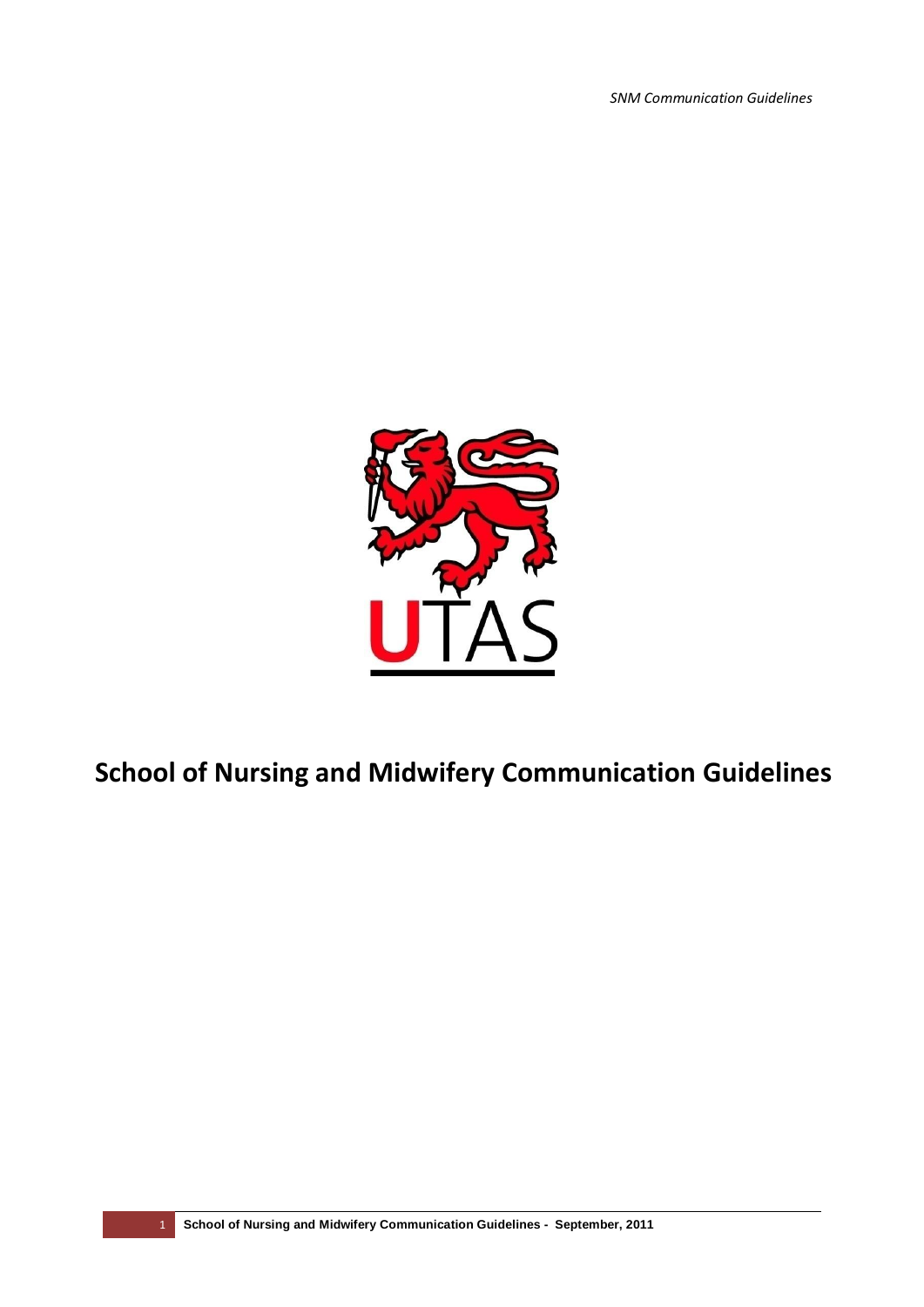UTAS

# School of Nursing and Midwifery Communication Guidelines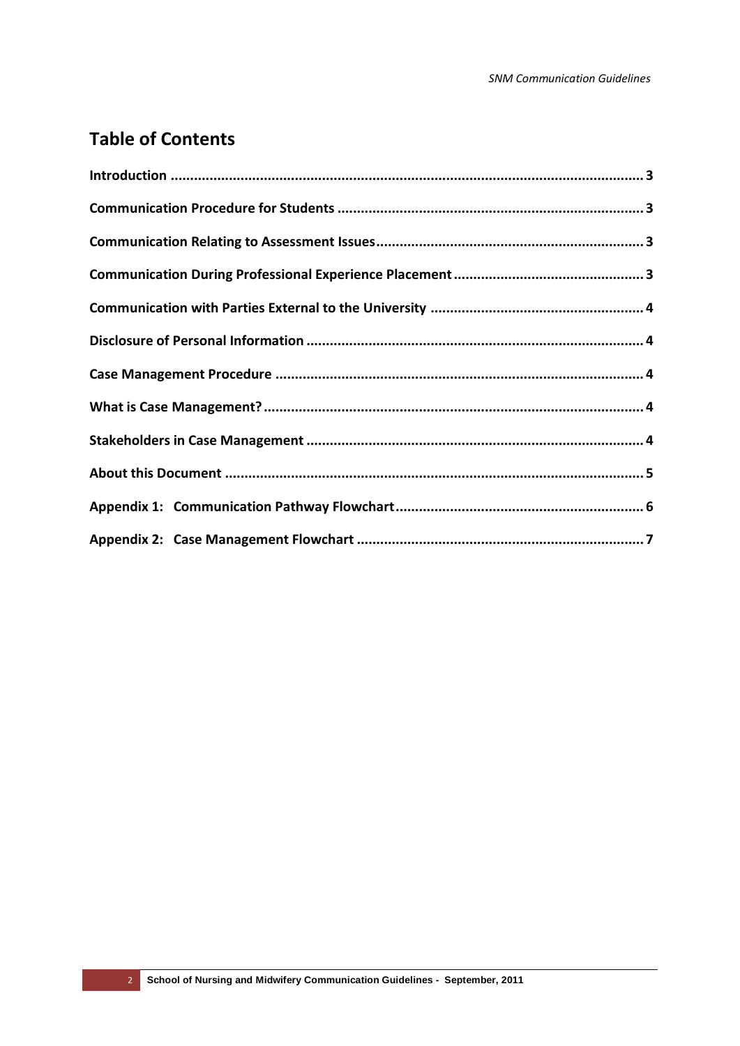# Table of Contents

**Introduction** ........................................................................................................ **3**

**Communication Procedure for Students** .............................................................. **3**

**Communication Relating to Assessment Issues** ..................................................... **3**

**Communication During Professional Experience Placement** ................................. **3**

**Communication with Parties External to the University** ...................................... **4**

**Disclosure of Personal Information** ....................................................................... **4**

**Case Management Procedure** .............................................................................. **4**

**What is Case Management?** .................................................................................. **4**

**Stakeholders in Case Management** ...................................................................... **4**

**About this Document** ............................................................................................ **5**

**Appendix 1: Communication Pathway Flowchart** ................................................ **6**

**Appendix 2: Case Management Flowchart** .......................................................... **7**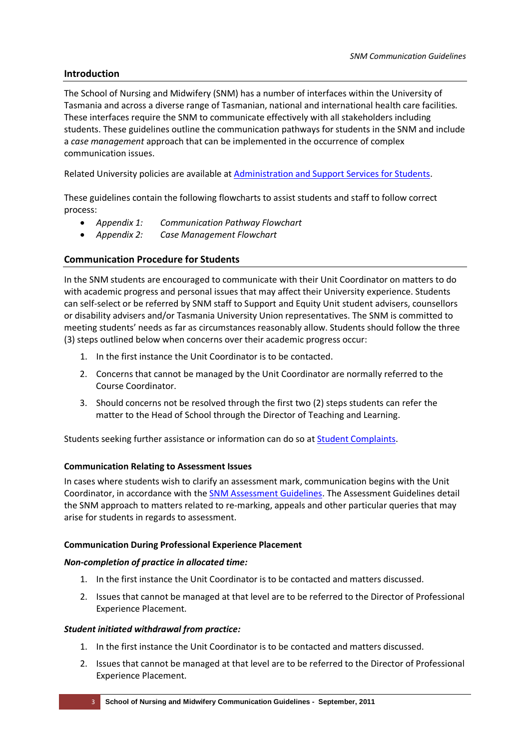## Introduction

The School of Nursing and Midwifery (SNM) has a number of interfaces within the University of Tasmania and across a diverse range of Tasmanian, national and international health care facilities. These interfaces require the SNM to communicate effectively with all stakeholders including students. These guidelines outline the communication pathways for students in the SNM and include a *case management* approach that can be implemented in the occurrence of complex communication issues.

Related University policies are available at Administration and Support Services for Students.

These guidelines contain the following flowcharts to assist students and staff to follow correct process:

- *Appendix 1: Communication Pathway Flowchart*
- *Appendix 2: Case Management Flowchart*

## Communication Procedure for Students

In the SNM students are encouraged to communicate with their Unit Coordinator on matters to do with academic progress and personal issues that may affect their University experience. Students can self-select or be referred by SNM staff to Support and Equity Unit student advisers, counsellors or disability advisers and/or Tasmania University Union representatives. The SNM is committed to meeting students' needs as far as circumstances reasonably allow. Students should follow the three (3) steps outlined below when concerns over their academic progress occur:

1. In the first instance the Unit Coordinator is to be contacted.
2. Concerns that cannot be managed by the Unit Coordinator are normally referred to the Course Coordinator.
3. Should concerns not be resolved through the first two (2) steps students can refer the matter to the Head of School through the Director of Teaching and Learning.

Students seeking further assistance or information can do so at Student Complaints.

### Communication Relating to Assessment Issues

In cases where students wish to clarify an assessment mark, communication begins with the Unit Coordinator, in accordance with the SNM Assessment Guidelines. The Assessment Guidelines detail the SNM approach to matters related to re-marking, appeals and other particular queries that may arise for students in regards to assessment.

### Communication During Professional Experience Placement

***Non-completion of practice in allocated time:***

1. In the first instance the Unit Coordinator is to be contacted and matters discussed.
2. Issues that cannot be managed at that level are to be referred to the Director of Professional Experience Placement.

***Student initiated withdrawal from practice:***

1. In the first instance the Unit Coordinator is to be contacted and matters discussed.
2. Issues that cannot be managed at that level are to be referred to the Director of Professional Experience Placement.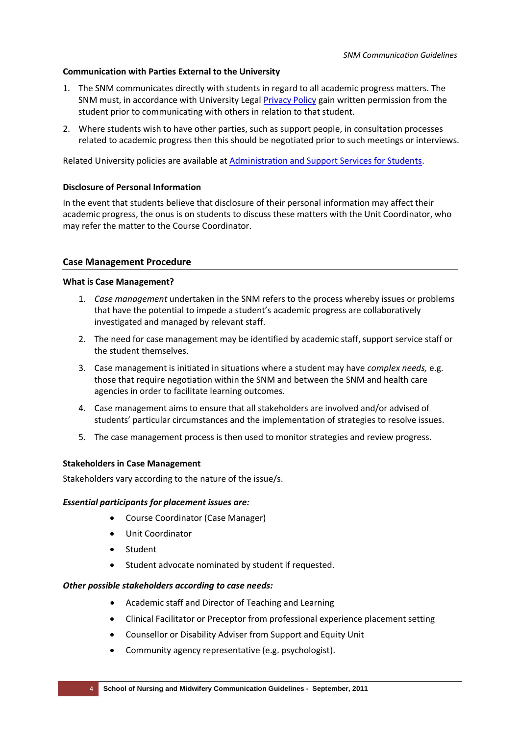**Communication with Parties External to the University**

1. The SNM communicates directly with students in regard to all academic progress matters. The SNM must, in accordance with University Legal Privacy Policy gain written permission from the student prior to communicating with others in relation to that student.
2. Where students wish to have other parties, such as support people, in consultation processes related to academic progress then this should be negotiated prior to such meetings or interviews.

Related University policies are available at Administration and Support Services for Students.

**Disclosure of Personal Information**

In the event that students believe that disclosure of their personal information may affect their academic progress, the onus is on students to discuss these matters with the Unit Coordinator, who may refer the matter to the Course Coordinator.

## Case Management Procedure

**What is Case Management?**

1. *Case management* undertaken in the SNM refers to the process whereby issues or problems that have the potential to impede a student's academic progress are collaboratively investigated and managed by relevant staff.
2. The need for case management may be identified by academic staff, support service staff or the student themselves.
3. Case management is initiated in situations where a student may have *complex needs,* e.g. those that require negotiation within the SNM and between the SNM and health care agencies in order to facilitate learning outcomes.
4. Case management aims to ensure that all stakeholders are involved and/or advised of students' particular circumstances and the implementation of strategies to resolve issues.
5. The case management process is then used to monitor strategies and review progress.

**Stakeholders in Case Management**

Stakeholders vary according to the nature of the issue/s.

***Essential participants for placement issues are:***

- Course Coordinator (Case Manager)
- Unit Coordinator
- Student
- Student advocate nominated by student if requested.

***Other possible stakeholders according to case needs:***

- Academic staff and Director of Teaching and Learning
- Clinical Facilitator or Preceptor from professional experience placement setting
- Counsellor or Disability Adviser from Support and Equity Unit
- Community agency representative (e.g. psychologist).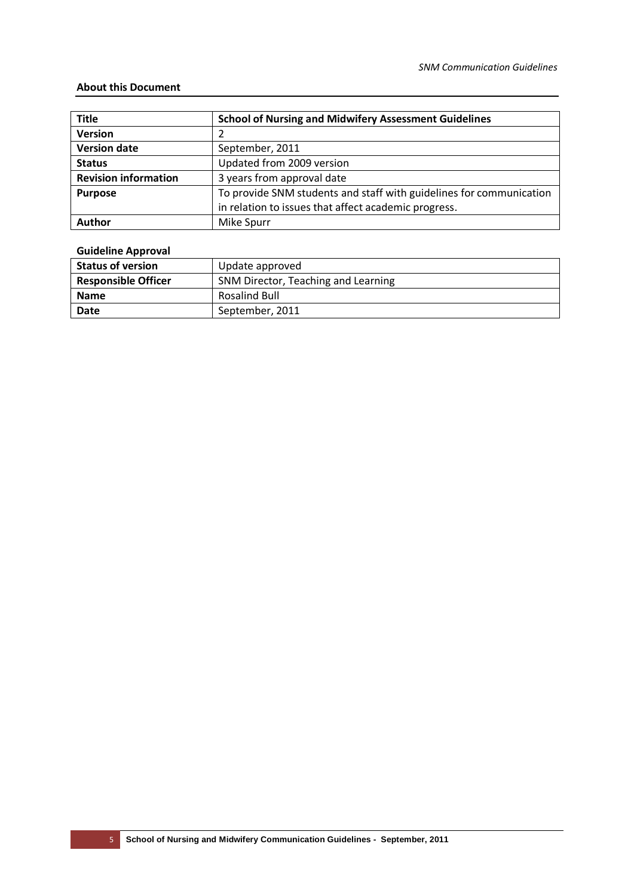## About this Document

| Title | School of Nursing and Midwifery Assessment Guidelines |
|---|---|
| Version | 2 |
| Version date | September, 2011 |
| Status | Updated from 2009 version |
| Revision information | 3 years from approval date |
| Purpose | To provide SNM students and staff with guidelines for communication in relation to issues that affect academic progress. |
| Author | Mike Spurr |

### Guideline Approval

| Status of version | Update approved |
|---|---|
| Responsible Officer | SNM Director, Teaching and Learning |
| Name | Rosalind Bull |
| Date | September, 2011 |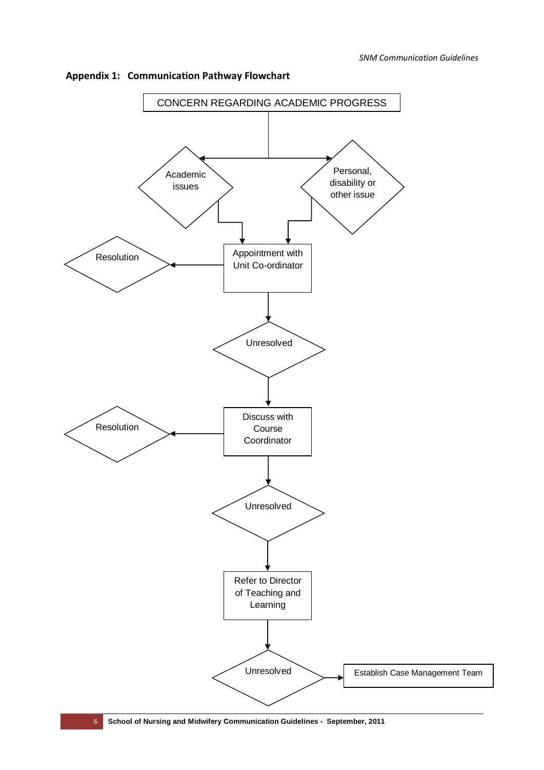## Appendix 1: Communication Pathway Flowchart

CONCERN REGARDING ACADEMIC PROGRESS

- Academic issues → Appointment with Unit Co-ordinator
- Personal, disability or other issue → Appointment with Unit Co-ordinator

Appointment with Unit Co-ordinator → Resolution

Appointment with Unit Co-ordinator → Unresolved → Discuss with Course Coordinator

Discuss with Course Coordinator → Resolution

Discuss with Course Coordinator → Unresolved → Refer to Director of Teaching and Learning

Refer to Director of Teaching and Learning → Unresolved → Establish Case Management Team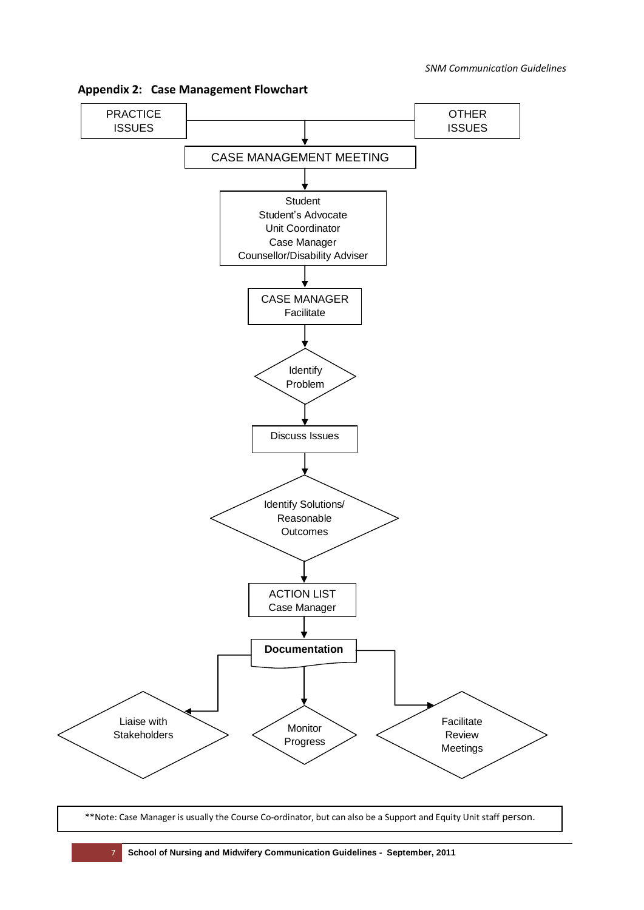## Appendix 2: Case Management Flowchart

PRACTICE ISSUES

OTHER ISSUES

CASE MANAGEMENT MEETING

Student
Student's Advocate
Unit Coordinator
Case Manager
Counsellor/Disability Adviser

CASE MANAGER
Facilitate

Identify Problem

Discuss Issues

Identify Solutions/ Reasonable Outcomes

ACTION LIST
Case Manager

**Documentation**

Liaise with Stakeholders

Monitor Progress

Facilitate Review Meetings

**Note: Case Manager is usually the Course Co-ordinator, but can also be a Support and Equity Unit staff person.